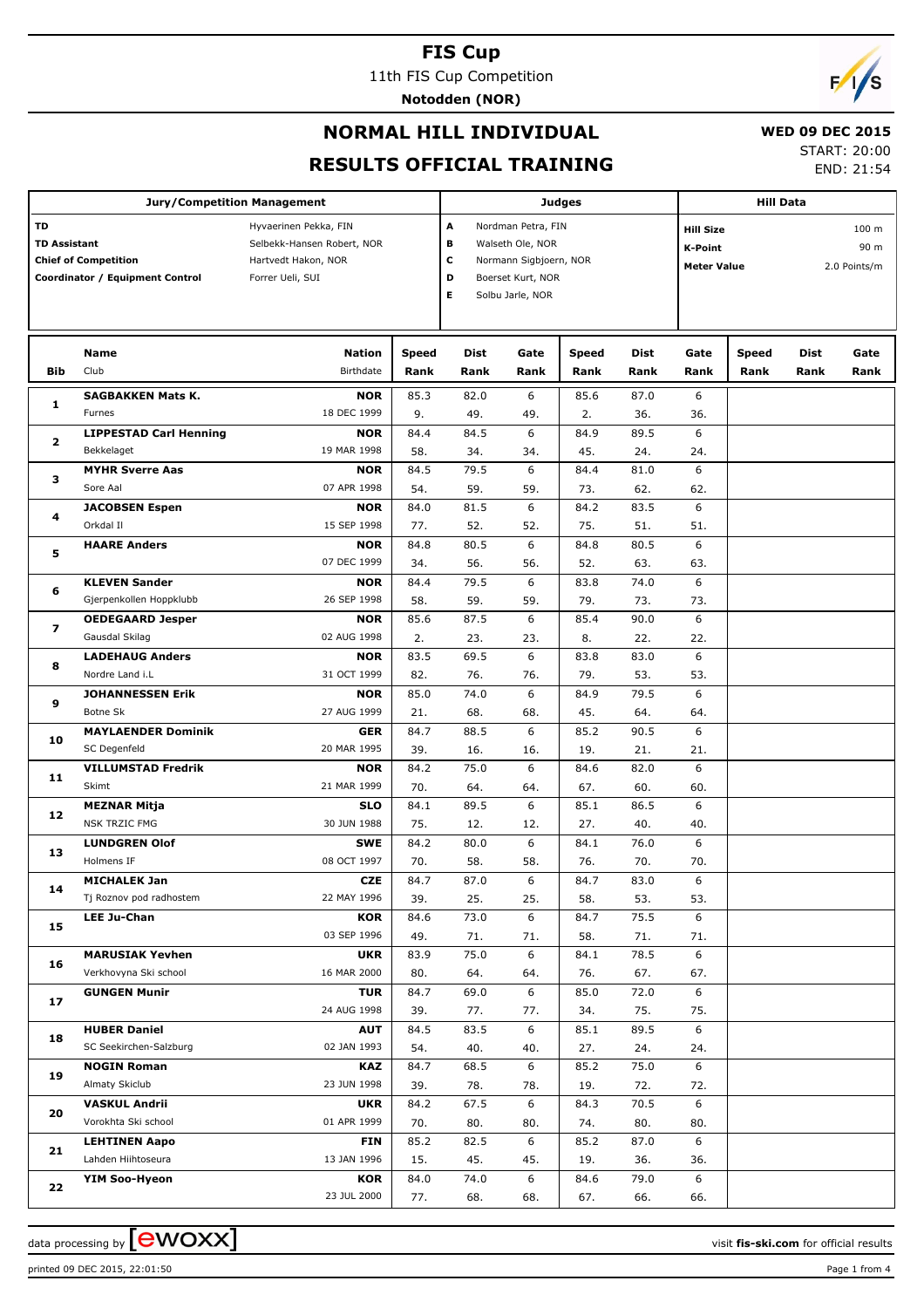# FIS Cup

11th FIS Cup Competition

**Notodden (NOR)**

## NORMAL HILL INDIVIDUAL

## RESULTS OFFICIAL TRAINING

**WED 09 DEC 2015**

START: 20:00

END: 21:54

| Jury/Competition Management | |
|---|---|
| TD | Hyvaerinen Pekka, FIN |
| TD Assistant | Selbekk-Hansen Robert, NOR |
| Chief of Competition | Hartvedt Hakon, NOR |
| Coordinator / Equipment Control | Forrer Ueli, SUI |

| Judges | |
|---|---|
| A | Nordman Petra, FIN |
| B | Walseth Ole, NOR |
| C | Normann Sigbjoern, NOR |
| D | Boerset Kurt, NOR |
| E | Solbu Jarle, NOR |

| Hill Data | |
|---|---|
| Hill Size | 100 m |
| K-Point | 90 m |
| Meter Value | 2.0 Points/m |

| Bib | Name / Club | Nation / Birthdate | Speed / Rank | Dist / Rank | Gate / Rank | Speed / Rank | Dist / Rank | Gate / Rank | Speed / Rank | Dist / Rank | Gate / Rank |
|---|---|---|---|---|---|---|---|---|---|---|---|
| 1 | **SAGBAKKEN Mats K.** | **NOR** | 85.3 | 82.0 | 6 | 85.6 | 87.0 | 6 | | | |
| | Furnes | 18 DEC 1999 | 9. | 49. | 49. | 2. | 36. | 36. | | | |
| 2 | **LIPPESTAD Carl Henning** | **NOR** | 84.4 | 84.5 | 6 | 84.9 | 89.5 | 6 | | | |
| | Bekkelaget | 19 MAR 1998 | 58. | 34. | 34. | 45. | 24. | 24. | | | |
| 3 | **MYHR Sverre Aas** | **NOR** | 84.5 | 79.5 | 6 | 84.4 | 81.0 | 6 | | | |
| | Sore Aal | 07 APR 1998 | 54. | 59. | 59. | 73. | 62. | 62. | | | |
| 4 | **JACOBSEN Espen** | **NOR** | 84.0 | 81.5 | 6 | 84.2 | 83.5 | 6 | | | |
| | Orkdal Il | 15 SEP 1998 | 77. | 52. | 52. | 75. | 51. | 51. | | | |
| 5 | **HAARE Anders** | **NOR** | 84.8 | 80.5 | 6 | 84.8 | 80.5 | 6 | | | |
| | | 07 DEC 1999 | 34. | 56. | 56. | 52. | 63. | 63. | | | |
| 6 | **KLEVEN Sander** | **NOR** | 84.4 | 79.5 | 6 | 83.8 | 74.0 | 6 | | | |
| | Gjerpenkollen Hoppklubb | 26 SEP 1998 | 58. | 59. | 59. | 79. | 73. | 73. | | | |
| 7 | **OEDEGAARD Jesper** | **NOR** | 85.6 | 87.5 | 6 | 85.4 | 90.0 | 6 | | | |
| | Gausdal Skilag | 02 AUG 1998 | 2. | 23. | 23. | 8. | 22. | 22. | | | |
| 8 | **LADEHAUG Anders** | **NOR** | 83.5 | 69.5 | 6 | 83.8 | 83.0 | 6 | | | |
| | Nordre Land i.L | 31 OCT 1999 | 82. | 76. | 76. | 79. | 53. | 53. | | | |
| 9 | **JOHANNESSEN Erik** | **NOR** | 85.0 | 74.0 | 6 | 84.9 | 79.5 | 6 | | | |
| | Botne Sk | 27 AUG 1999 | 21. | 68. | 68. | 45. | 64. | 64. | | | |
| 10 | **MAYLAENDER Dominik** | **GER** | 84.7 | 88.5 | 6 | 85.2 | 90.5 | 6 | | | |
| | SC Degenfeld | 20 MAR 1995 | 39. | 16. | 16. | 19. | 21. | 21. | | | |
| 11 | **VILLUMSTAD Fredrik** | **NOR** | 84.2 | 75.0 | 6 | 84.6 | 82.0 | 6 | | | |
| | Skimt | 21 MAR 1999 | 70. | 64. | 64. | 67. | 60. | 60. | | | |
| 12 | **MEZNAR Mitja** | **SLO** | 84.1 | 89.5 | 6 | 85.1 | 86.5 | 6 | | | |
| | NSK TRZIC FMG | 30 JUN 1988 | 75. | 12. | 12. | 27. | 40. | 40. | | | |
| 13 | **LUNDGREN Olof** | **SWE** | 84.2 | 80.0 | 6 | 84.1 | 76.0 | 6 | | | |
| | Holmens IF | 08 OCT 1997 | 70. | 58. | 58. | 76. | 70. | 70. | | | |
| 14 | **MICHALEK Jan** | **CZE** | 84.7 | 87.0 | 6 | 84.7 | 83.0 | 6 | | | |
| | Tj Roznov pod radhostem | 22 MAY 1996 | 39. | 25. | 25. | 58. | 53. | 53. | | | |
| 15 | **LEE Ju-Chan** | **KOR** | 84.6 | 73.0 | 6 | 84.7 | 75.5 | 6 | | | |
| | | 03 SEP 1996 | 49. | 71. | 71. | 58. | 71. | 71. | | | |
| 16 | **MARUSIAK Yevhen** | **UKR** | 83.9 | 75.0 | 6 | 84.1 | 78.5 | 6 | | | |
| | Verkhovyna Ski school | 16 MAR 2000 | 80. | 64. | 64. | 76. | 67. | 67. | | | |
| 17 | **GUNGEN Munir** | **TUR** | 84.7 | 69.0 | 6 | 85.0 | 72.0 | 6 | | | |
| | | 24 AUG 1998 | 39. | 77. | 77. | 34. | 75. | 75. | | | |
| 18 | **HUBER Daniel** | **AUT** | 84.5 | 83.5 | 6 | 85.1 | 89.5 | 6 | | | |
| | SC Seekirchen-Salzburg | 02 JAN 1993 | 54. | 40. | 40. | 27. | 24. | 24. | | | |
| 19 | **NOGIN Roman** | **KAZ** | 84.7 | 68.5 | 6 | 85.2 | 75.0 | 6 | | | |
| | Almaty Skiclub | 23 JUN 1998 | 39. | 78. | 78. | 19. | 72. | 72. | | | |
| 20 | **VASKUL Andrii** | **UKR** | 84.2 | 67.5 | 6 | 84.3 | 70.5 | 6 | | | |
| | Vorokhta Ski school | 01 APR 1999 | 70. | 80. | 80. | 74. | 80. | 80. | | | |
| 21 | **LEHTINEN Aapo** | **FIN** | 85.2 | 82.5 | 6 | 85.2 | 87.0 | 6 | | | |
| | Lahden Hiihtoseura | 13 JAN 1996 | 15. | 45. | 45. | 19. | 36. | 36. | | | |
| 22 | **YIM Soo-Hyeon** | **KOR** | 84.0 | 74.0 | 6 | 84.6 | 79.0 | 6 | | | |
| | | 23 JUL 2000 | 77. | 68. | 68. | 67. | 66. | 66. | | | |

data processing by ewoxx — visit fis-ski.com for official results

printed 09 DEC 2015, 22:01:50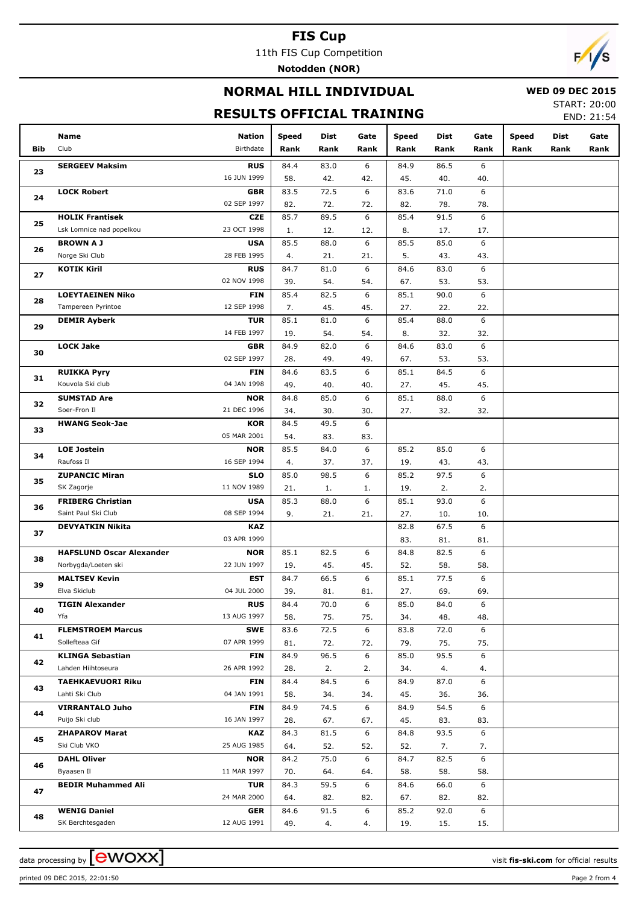# FIS Cup

11th FIS Cup Competition

**Notodden (NOR)**

## NORMAL HILL INDIVIDUAL

**WED 09 DEC 2015**

START: 20:00

END: 21:54

## RESULTS OFFICIAL TRAINING

| Bib | Name / Club | Nation / Birthdate | Speed / Rank | Dist / Rank | Gate / Rank | Speed / Rank | Dist / Rank | Gate / Rank | Speed / Rank | Dist / Rank | Gate / Rank |
|---|---|---|---|---|---|---|---|---|---|---|---|
| 23 | **SERGEEV Maksim** | **RUS** | 84.4 | 83.0 | 6 | 84.9 | 86.5 | 6 | | | |
| | | 16 JUN 1999 | 58. | 42. | 42. | 45. | 40. | 40. | | | |
| 24 | **LOCK Robert** | **GBR** | 83.5 | 72.5 | 6 | 83.6 | 71.0 | 6 | | | |
| | | 02 SEP 1997 | 82. | 72. | 72. | 82. | 78. | 78. | | | |
| 25 | **HOLIK Frantisek** | **CZE** | 85.7 | 89.5 | 6 | 85.4 | 91.5 | 6 | | | |
| | Lsk Lomnice nad popelkou | 23 OCT 1998 | 1. | 12. | 12. | 8. | 17. | 17. | | | |
| 26 | **BROWN A J** | **USA** | 85.5 | 88.0 | 6 | 85.5 | 85.0 | 6 | | | |
| | Norge Ski Club | 28 FEB 1995 | 4. | 21. | 21. | 5. | 43. | 43. | | | |
| 27 | **KOTIK Kiril** | **RUS** | 84.7 | 81.0 | 6 | 84.6 | 83.0 | 6 | | | |
| | | 02 NOV 1998 | 39. | 54. | 54. | 67. | 53. | 53. | | | |
| 28 | **LOEYTAEINEN Niko** | **FIN** | 85.4 | 82.5 | 6 | 85.1 | 90.0 | 6 | | | |
| | Tampereen Pyrintoe | 12 SEP 1998 | 7. | 45. | 45. | 27. | 22. | 22. | | | |
| 29 | **DEMIR Ayberk** | **TUR** | 85.1 | 81.0 | 6 | 85.4 | 88.0 | 6 | | | |
| | | 14 FEB 1997 | 19. | 54. | 54. | 8. | 32. | 32. | | | |
| 30 | **LOCK Jake** | **GBR** | 84.9 | 82.0 | 6 | 84.6 | 83.0 | 6 | | | |
| | | 02 SEP 1997 | 28. | 49. | 49. | 67. | 53. | 53. | | | |
| 31 | **RUIKKA Pyry** | **FIN** | 84.6 | 83.5 | 6 | 85.1 | 84.5 | 6 | | | |
| | Kouvola Ski club | 04 JAN 1998 | 49. | 40. | 40. | 27. | 45. | 45. | | | |
| 32 | **SUMSTAD Are** | **NOR** | 84.8 | 85.0 | 6 | 85.1 | 88.0 | 6 | | | |
| | Soer-Fron Il | 21 DEC 1996 | 34. | 30. | 30. | 27. | 32. | 32. | | | |
| 33 | **HWANG Seok-Jae** | **KOR** | 84.5 | 49.5 | 6 | | | | | | |
| | | 05 MAR 2001 | 54. | 83. | 83. | | | | | | |
| 34 | **LOE Jostein** | **NOR** | 85.5 | 84.0 | 6 | 85.2 | 85.0 | 6 | | | |
| | Raufoss Il | 16 SEP 1994 | 4. | 37. | 37. | 19. | 43. | 43. | | | |
| 35 | **ZUPANCIC Miran** | **SLO** | 85.0 | 98.5 | 6 | 85.2 | 97.5 | 6 | | | |
| | SK Zagorje | 11 NOV 1989 | 21. | 1. | 1. | 19. | 2. | 2. | | | |
| 36 | **FRIBERG Christian** | **USA** | 85.3 | 88.0 | 6 | 85.1 | 93.0 | 6 | | | |
| | Saint Paul Ski Club | 08 SEP 1994 | 9. | 21. | 21. | 27. | 10. | 10. | | | |
| 37 | **DEVYATKIN Nikita** | **KAZ** | | | | 82.8 | 67.5 | 6 | | | |
| | | 03 APR 1999 | | | | 83. | 81. | 81. | | | |
| 38 | **HAFSLUND Oscar Alexander** | **NOR** | 85.1 | 82.5 | 6 | 84.8 | 82.5 | 6 | | | |
| | Norbygda/Loeten ski | 22 JUN 1997 | 19. | 45. | 45. | 52. | 58. | 58. | | | |
| 39 | **MALTSEV Kevin** | **EST** | 84.7 | 66.5 | 6 | 85.1 | 77.5 | 6 | | | |
| | Elva Skiclub | 04 JUL 2000 | 39. | 81. | 81. | 27. | 69. | 69. | | | |
| 40 | **TIGIN Alexander** | **RUS** | 84.4 | 70.0 | 6 | 85.0 | 84.0 | 6 | | | |
| | Yfa | 13 AUG 1997 | 58. | 75. | 75. | 34. | 48. | 48. | | | |
| 41 | **FLEMSTROEM Marcus** | **SWE** | 83.6 | 72.5 | 6 | 83.8 | 72.0 | 6 | | | |
| | Sollefteaa Gif | 07 APR 1999 | 81. | 72. | 72. | 79. | 75. | 75. | | | |
| 42 | **KLINGA Sebastian** | **FIN** | 84.9 | 96.5 | 6 | 85.0 | 95.5 | 6 | | | |
| | Lahden Hiihtoseura | 26 APR 1992 | 28. | 2. | 2. | 34. | 4. | 4. | | | |
| 43 | **TAEHKAEVUORI Riku** | **FIN** | 84.4 | 84.5 | 6 | 84.9 | 87.0 | 6 | | | |
| | Lahti Ski Club | 04 JAN 1991 | 58. | 34. | 34. | 45. | 36. | 36. | | | |
| 44 | **VIRRANTALO Juho** | **FIN** | 84.9 | 74.5 | 6 | 84.9 | 54.5 | 6 | | | |
| | Puijo Ski club | 16 JAN 1997 | 28. | 67. | 67. | 45. | 83. | 83. | | | |
| 45 | **ZHAPAROV Marat** | **KAZ** | 84.3 | 81.5 | 6 | 84.8 | 93.5 | 6 | | | |
| | Ski Club VKO | 25 AUG 1985 | 64. | 52. | 52. | 52. | 7. | 7. | | | |
| 46 | **DAHL Oliver** | **NOR** | 84.2 | 75.0 | 6 | 84.7 | 82.5 | 6 | | | |
| | Byaasen Il | 11 MAR 1997 | 70. | 64. | 64. | 58. | 58. | 58. | | | |
| 47 | **BEDIR Muhammed Ali** | **TUR** | 84.3 | 59.5 | 6 | 84.6 | 66.0 | 6 | | | |
| | | 24 MAR 2000 | 64. | 82. | 82. | 67. | 82. | 82. | | | |
| 48 | **WENIG Daniel** | **GER** | 84.6 | 91.5 | 6 | 85.2 | 92.0 | 6 | | | |
| | SK Berchtesgaden | 12 AUG 1991 | 49. | 4. | 4. | 19. | 15. | 15. | | | |

data processing by ewoxx — visit **fis-ski.com** for official results

printed 09 DEC 2015, 22:01:50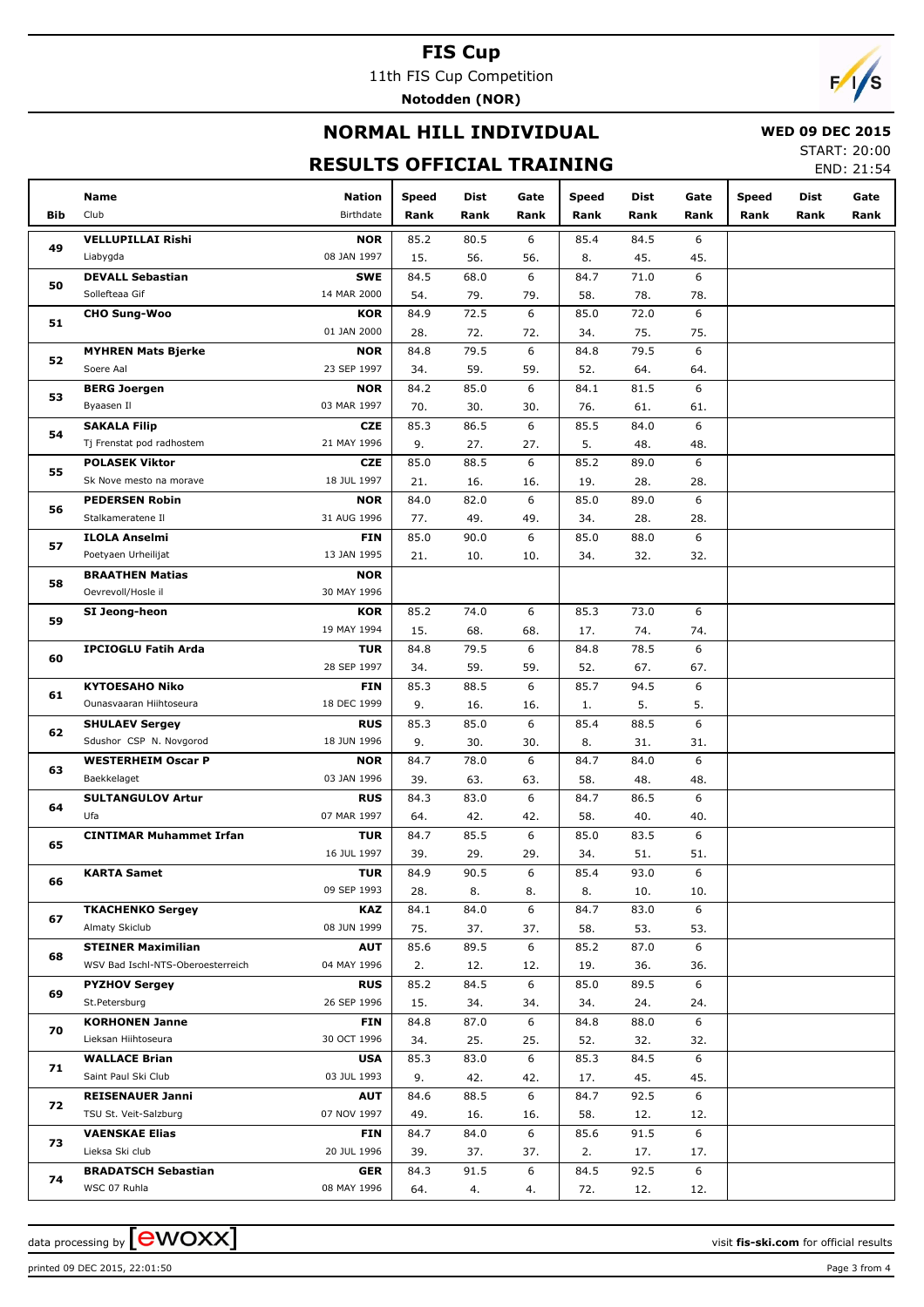# FIS Cup

11th FIS Cup Competition

**Notodden (NOR)**

## NORMAL HILL INDIVIDUAL

**WED 09 DEC 2015**

START: 20:00

END: 21:54

## RESULTS OFFICIAL TRAINING

| Bib | Name / Club | Nation / Birthdate | Speed Rank | Dist Rank | Gate Rank | Speed Rank | Dist Rank | Gate Rank | Speed Rank | Dist Rank | Gate Rank |
|---|---|---|---|---|---|---|---|---|---|---|---|
| 49 | **VELLUPILLAI Rishi** | **NOR** | 85.2 | 80.5 | 6 | 85.4 | 84.5 | 6 | | | |
| | Liabygda | 08 JAN 1997 | 15. | 56. | 56. | 8. | 45. | 45. | | | |
| 50 | **DEVALL Sebastian** | **SWE** | 84.5 | 68.0 | 6 | 84.7 | 71.0 | 6 | | | |
| | Sollefteaa Gif | 14 MAR 2000 | 54. | 79. | 79. | 58. | 78. | 78. | | | |
| 51 | **CHO Sung-Woo** | **KOR** | 84.9 | 72.5 | 6 | 85.0 | 72.0 | 6 | | | |
| | | 01 JAN 2000 | 28. | 72. | 72. | 34. | 75. | 75. | | | |
| 52 | **MYHREN Mats Bjerke** | **NOR** | 84.8 | 79.5 | 6 | 84.8 | 79.5 | 6 | | | |
| | Soere Aal | 23 SEP 1997 | 34. | 59. | 59. | 52. | 64. | 64. | | | |
| 53 | **BERG Joergen** | **NOR** | 84.2 | 85.0 | 6 | 84.1 | 81.5 | 6 | | | |
| | Byaasen Il | 03 MAR 1997 | 70. | 30. | 30. | 76. | 61. | 61. | | | |
| 54 | **SAKALA Filip** | **CZE** | 85.3 | 86.5 | 6 | 85.5 | 84.0 | 6 | | | |
| | Tj Frenstat pod radhostem | 21 MAY 1996 | 9. | 27. | 27. | 5. | 48. | 48. | | | |
| 55 | **POLASEK Viktor** | **CZE** | 85.0 | 88.5 | 6 | 85.2 | 89.0 | 6 | | | |
| | Sk Nove mesto na morave | 18 JUL 1997 | 21. | 16. | 16. | 19. | 28. | 28. | | | |
| 56 | **PEDERSEN Robin** | **NOR** | 84.0 | 82.0 | 6 | 85.0 | 89.0 | 6 | | | |
| | Stalkameratene Il | 31 AUG 1996 | 77. | 49. | 49. | 34. | 28. | 28. | | | |
| 57 | **ILOLA Anselmi** | **FIN** | 85.0 | 90.0 | 6 | 85.0 | 88.0 | 6 | | | |
| | Poetyaen Urheilijat | 13 JAN 1995 | 21. | 10. | 10. | 34. | 32. | 32. | | | |
| 58 | **BRAATHEN Matias** | **NOR** | | | | | | | | | |
| | Oevrevoll/Hosle il | 30 MAY 1996 | | | | | | | | | |
| 59 | **SI Jeong-heon** | **KOR** | 85.2 | 74.0 | 6 | 85.3 | 73.0 | 6 | | | |
| | | 19 MAY 1994 | 15. | 68. | 68. | 17. | 74. | 74. | | | |
| 60 | **IPCIOGLU Fatih Arda** | **TUR** | 84.8 | 79.5 | 6 | 84.8 | 78.5 | 6 | | | |
| | | 28 SEP 1997 | 34. | 59. | 59. | 52. | 67. | 67. | | | |
| 61 | **KYTOESAHO Niko** | **FIN** | 85.3 | 88.5 | 6 | 85.7 | 94.5 | 6 | | | |
| | Ounasvaaran Hiihtoseura | 18 DEC 1999 | 9. | 16. | 16. | 1. | 5. | 5. | | | |
| 62 | **SHULAEV Sergey** | **RUS** | 85.3 | 85.0 | 6 | 85.4 | 88.5 | 6 | | | |
| | Sdushor CSP N. Novgorod | 18 JUN 1996 | 9. | 30. | 30. | 8. | 31. | 31. | | | |
| 63 | **WESTERHEIM Oscar P** | **NOR** | 84.7 | 78.0 | 6 | 84.7 | 84.0 | 6 | | | |
| | Baekkelaget | 03 JAN 1996 | 39. | 63. | 63. | 58. | 48. | 48. | | | |
| 64 | **SULTANGULOV Artur** | **RUS** | 84.3 | 83.0 | 6 | 84.7 | 86.5 | 6 | | | |
| | Ufa | 07 MAR 1997 | 64. | 42. | 42. | 58. | 40. | 40. | | | |
| 65 | **CINTIMAR Muhammet Irfan** | **TUR** | 84.7 | 85.5 | 6 | 85.0 | 83.5 | 6 | | | |
| | | 16 JUL 1997 | 39. | 29. | 29. | 34. | 51. | 51. | | | |
| 66 | **KARTA Samet** | **TUR** | 84.9 | 90.5 | 6 | 85.4 | 93.0 | 6 | | | |
| | | 09 SEP 1993 | 28. | 8. | 8. | 8. | 10. | 10. | | | |
| 67 | **TKACHENKO Sergey** | **KAZ** | 84.1 | 84.0 | 6 | 84.7 | 83.0 | 6 | | | |
| | Almaty Skiclub | 08 JUN 1999 | 75. | 37. | 37. | 58. | 53. | 53. | | | |
| 68 | **STEINER Maximilian** | **AUT** | 85.6 | 89.5 | 6 | 85.2 | 87.0 | 6 | | | |
| | WSV Bad Ischl-NTS-Oberoesterreich | 04 MAY 1996 | 2. | 12. | 12. | 19. | 36. | 36. | | | |
| 69 | **PYZHOV Sergey** | **RUS** | 85.2 | 84.5 | 6 | 85.0 | 89.5 | 6 | | | |
| | St.Petersburg | 26 SEP 1996 | 15. | 34. | 34. | 34. | 24. | 24. | | | |
| 70 | **KORHONEN Janne** | **FIN** | 84.8 | 87.0 | 6 | 84.8 | 88.0 | 6 | | | |
| | Lieksan Hiihtoseura | 30 OCT 1996 | 34. | 25. | 25. | 52. | 32. | 32. | | | |
| 71 | **WALLACE Brian** | **USA** | 85.3 | 83.0 | 6 | 85.3 | 84.5 | 6 | | | |
| | Saint Paul Ski Club | 03 JUL 1993 | 9. | 42. | 42. | 17. | 45. | 45. | | | |
| 72 | **REISENAUER Janni** | **AUT** | 84.6 | 88.5 | 6 | 84.7 | 92.5 | 6 | | | |
| | TSU St. Veit-Salzburg | 07 NOV 1997 | 49. | 16. | 16. | 58. | 12. | 12. | | | |
| 73 | **VAENSKAE Elias** | **FIN** | 84.7 | 84.0 | 6 | 85.6 | 91.5 | 6 | | | |
| | Lieksa Ski club | 20 JUL 1996 | 39. | 37. | 37. | 2. | 17. | 17. | | | |
| 74 | **BRADATSCH Sebastian** | **GER** | 84.3 | 91.5 | 6 | 84.5 | 92.5 | 6 | | | |
| | WSC 07 Ruhla | 08 MAY 1996 | 64. | 4. | 4. | 72. | 12. | 12. | | | |

data processing by ewoxx — visit **fis-ski.com** for official results

printed 09 DEC 2015, 22:01:50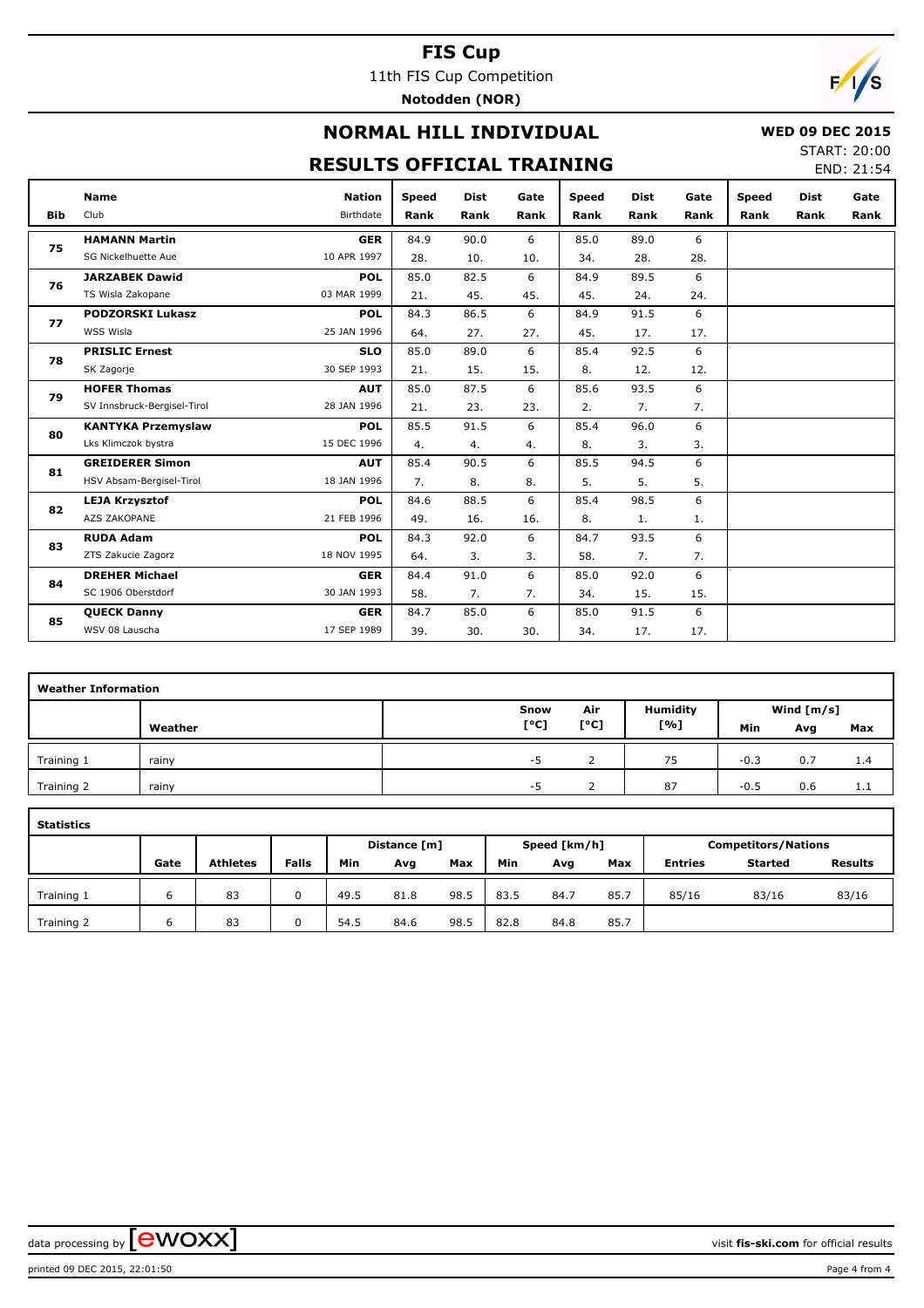# FIS Cup

11th FIS Cup Competition

**Notodden (NOR)**

## NORMAL HILL INDIVIDUAL

## RESULTS OFFICIAL TRAINING

**WED 09 DEC 2015**

START: 20:00

END: 21:54

| Bib | Name / Club | Nation / Birthdate | Speed Rank | Dist Rank | Gate Rank | Speed Rank | Dist Rank | Gate Rank | Speed Rank | Dist Rank | Gate Rank |
|---|---|---|---|---|---|---|---|---|---|---|---|
| 75 | **HAMANN Martin** | **GER** | 84.9 | 90.0 | 6 | 85.0 | 89.0 | 6 | | | |
| | SG Nickelhuette Aue | 10 APR 1997 | 28. | 10. | 10. | 34. | 28. | 28. | | | |
| 76 | **JARZABEK Dawid** | **POL** | 85.0 | 82.5 | 6 | 84.9 | 89.5 | 6 | | | |
| | TS Wisla Zakopane | 03 MAR 1999 | 21. | 45. | 45. | 45. | 24. | 24. | | | |
| 77 | **PODZORSKI Lukasz** | **POL** | 84.3 | 86.5 | 6 | 84.9 | 91.5 | 6 | | | |
| | WSS Wisla | 25 JAN 1996 | 64. | 27. | 27. | 45. | 17. | 17. | | | |
| 78 | **PRISLIC Ernest** | **SLO** | 85.0 | 89.0 | 6 | 85.4 | 92.5 | 6 | | | |
| | SK Zagorje | 30 SEP 1993 | 21. | 15. | 15. | 8. | 12. | 12. | | | |
| 79 | **HOFER Thomas** | **AUT** | 85.0 | 87.5 | 6 | 85.6 | 93.5 | 6 | | | |
| | SV Innsbruck-Bergisel-Tirol | 28 JAN 1996 | 21. | 23. | 23. | 2. | 7. | 7. | | | |
| 80 | **KANTYKA Przemyslaw** | **POL** | 85.5 | 91.5 | 6 | 85.4 | 96.0 | 6 | | | |
| | Lks Klimczok bystra | 15 DEC 1996 | 4. | 4. | 4. | 8. | 3. | 3. | | | |
| 81 | **GREIDERER Simon** | **AUT** | 85.4 | 90.5 | 6 | 85.5 | 94.5 | 6 | | | |
| | HSV Absam-Bergisel-Tirol | 18 JAN 1996 | 7. | 8. | 8. | 5. | 5. | 5. | | | |
| 82 | **LEJA Krzysztof** | **POL** | 84.6 | 88.5 | 6 | 85.4 | 98.5 | 6 | | | |
| | AZS ZAKOPANE | 21 FEB 1996 | 49. | 16. | 16. | 8. | 1. | 1. | | | |
| 83 | **RUDA Adam** | **POL** | 84.3 | 92.0 | 6 | 84.7 | 93.5 | 6 | | | |
| | ZTS Zakucie Zagorz | 18 NOV 1995 | 64. | 3. | 3. | 58. | 7. | 7. | | | |
| 84 | **DREHER Michael** | **GER** | 84.4 | 91.0 | 6 | 85.0 | 92.0 | 6 | | | |
| | SC 1906 Oberstdorf | 30 JAN 1993 | 58. | 7. | 7. | 34. | 15. | 15. | | | |
| 85 | **QUECK Danny** | **GER** | 84.7 | 85.0 | 6 | 85.0 | 91.5 | 6 | | | |
| | WSV 08 Lauscha | 17 SEP 1989 | 39. | 30. | 30. | 34. | 17. | 17. | | | |

**Weather Information**

| | Weather | Snow [°C] | Air [°C] | Humidity [%] | Wind [m/s] Min | Avg | Max |
|---|---|---|---|---|---|---|---|
| Training 1 | rainy | -5 | 2 | 75 | -0.3 | 0.7 | 1.4 |
| Training 2 | rainy | -5 | 2 | 87 | -0.5 | 0.6 | 1.1 |

**Statistics**

| | Gate | Athletes | Falls | Distance [m] Min | Avg | Max | Speed [km/h] Min | Avg | Max | Competitors/Nations Entries | Started | Results |
|---|---|---|---|---|---|---|---|---|---|---|---|---|
| Training 1 | 6 | 83 | 0 | 49.5 | 81.8 | 98.5 | 83.5 | 84.7 | 85.7 | 85/16 | 83/16 | 83/16 |
| Training 2 | 6 | 83 | 0 | 54.5 | 84.6 | 98.5 | 82.8 | 84.8 | 85.7 | | | |

data processing by ewoxx — visit **fis-ski.com** for official results

printed 09 DEC 2015, 22:01:50